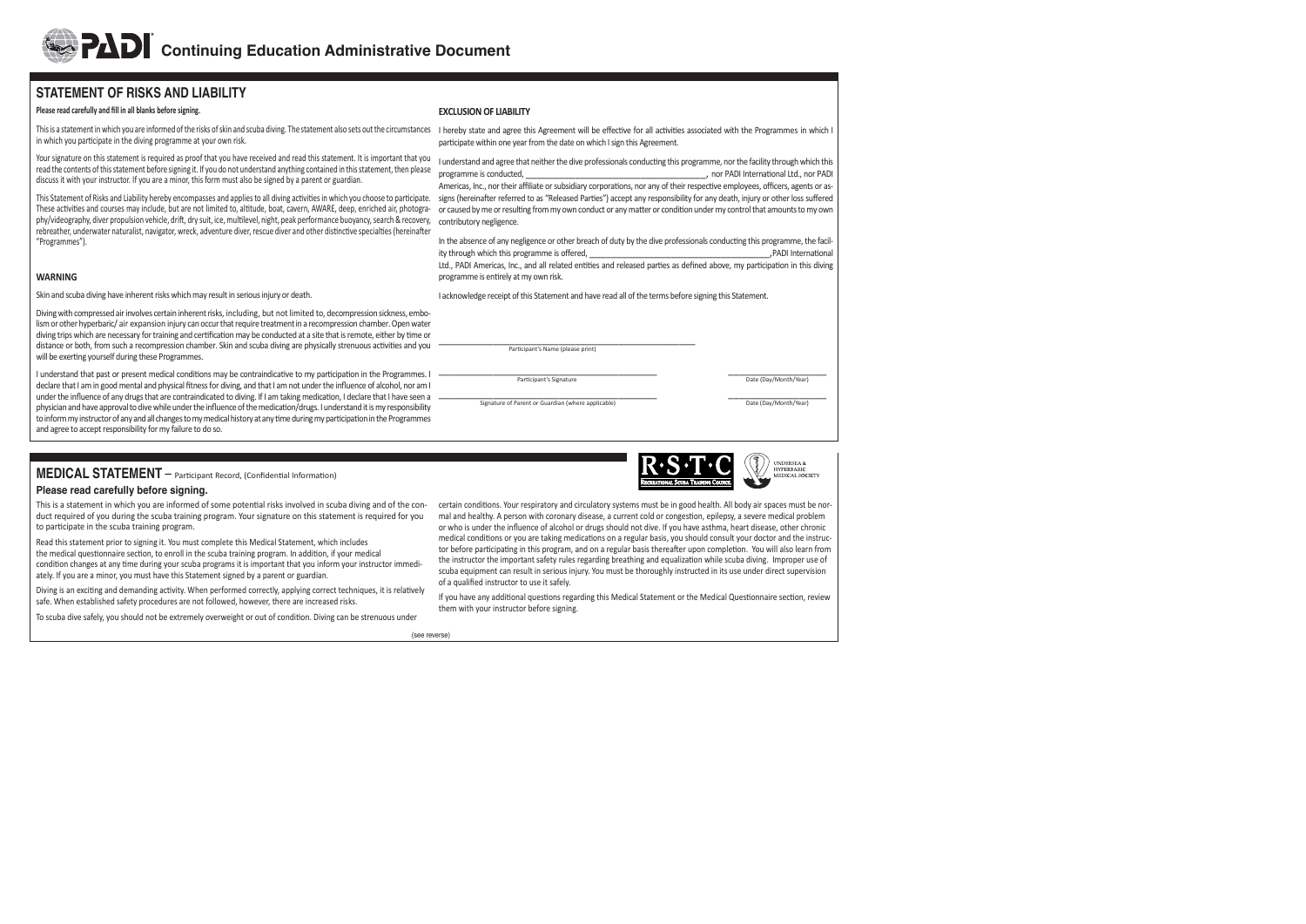# PADI Continuing Education Administrative Document

## STATEMENT OF RISKS AND LIABILITY

**Please read carefully and fill in all blanks before signing.**

This is a statement in which you are informed of the risks of skin and scuba diving. The statement also sets out the circumstances in which you participate in the diving programme at your own risk.

Your signature on this statement is required as proof that you have received and read this statement. It is important that you read the contents of this statement before signing it. If you do not understand anything contained in this statement, then please discuss it with your instructor. If you are a minor, this form must also be signed by a parent or guardian.

This Statement of Risks and Liability hereby encompasses and applies to all diving activities in which you choose to participate. These activities and courses may include, but are not limited to, altitude, boat, cavern, AWARE, deep, enriched air, photography/videography, diver propulsion vehicle, drift, dry suit, ice, multilevel, night, peak performance buoyancy, search & recovery, rebreather, underwater naturalist, navigator, wreck, adventure diver, rescue diver and other distinctive specialties (hereinafter "Programmes").

### WARNING

Skin and scuba diving have inherent risks which may result in serious injury or death.

Diving with compressed air involves certain inherent risks, including, but not limited to, decompression sickness, embolism or other hyperbaric/ air expansion injury can occur that require treatment in a recompression chamber. Open water diving trips which are necessary for training and certification may be conducted at a site that is remote, either by time or distance or both, from such a recompression chamber. Skin and scuba diving are physically strenuous activities and you will be exerting yourself during these Programmes.

I understand that past or present medical conditions may be contraindicative to my participation in the Programmes. I declare that I am in good mental and physical fitness for diving, and that I am not under the influence of alcohol, nor am I under the influence of any drugs that are contraindicated to diving. If I am taking medication, I declare that I have seen a physician and have approval to dive while under the influence of the medication/drugs. I understand it is my responsibility to inform my instructor of any and all changes to my medical history at any time during my participation in the Programmes and agree to accept responsibility for my failure to do so.

### EXCLUSION OF LIABILITY

I hereby state and agree this Agreement will be effective for all activities associated with the Programmes in which I participate within one year from the date on which I sign this Agreement.

I understand and agree that neither the dive professionals conducting this programme, nor the facility through which this programme is conducted, ______________________________, nor PADI International Ltd., nor PADI Americas, Inc., nor their affiliate or subsidiary corporations, nor any of their respective employees, officers, agents or assigns (hereinafter referred to as "Released Parties") accept any responsibility for any death, injury or other loss suffered or caused by me or resulting from my own conduct or any matter or condition under my control that amounts to my own contributory negligence.

In the absence of any negligence or other breach of duty by the dive professionals conducting this programme, the facility through which this programme is offered, ______________________________, PADI International Ltd., PADI Americas, Inc., and all related entities and released parties as defined above, my participation in this diving programme is entirely at my own risk.

I acknowledge receipt of this Statement and have read all of the terms before signing this Statement.

______________________________
Participant's Name (please print)

______________________________ ______________________
Participant's Signature Date (Day/Month/Year)

______________________________ ______________________
Signature of Parent or Guardian (where applicable) Date (Day/Month/Year)

## MEDICAL STATEMENT – Participant Record, (Confidential Information)

R·S·T·C Recreational Scuba Training Council

Undersea & Hyperbaric Medical Society

**Please read carefully before signing.**

This is a statement in which you are informed of some potential risks involved in scuba diving and of the conduct required of you during the scuba training program. Your signature on this statement is required for you to participate in the scuba training program.

Read this statement prior to signing it. You must complete this Medical Statement, which includes the medical questionnaire section, to enroll in the scuba training program. In addition, if your medical condition changes at any time during your scuba programs it is important that you inform your instructor immediately. If you are a minor, you must have this Statement signed by a parent or guardian.

Diving is an exciting and demanding activity. When performed correctly, applying correct techniques, it is relatively safe. When established safety procedures are not followed, however, there are increased risks.

To scuba dive safely, you should not be extremely overweight or out of condition. Diving can be strenuous under certain conditions. Your respiratory and circulatory systems must be in good health. All body air spaces must be normal and healthy. A person with coronary disease, a current cold or congestion, epilepsy, a severe medical problem or who is under the influence of alcohol or drugs should not dive. If you have asthma, heart disease, other chronic medical conditions or you are taking medications on a regular basis, you should consult your doctor and the instructor before participating in this program, and on a regular basis thereafter upon completion. You will also learn from the instructor the important safety rules regarding breathing and equalization while scuba diving. Improper use of scuba equipment can result in serious injury. You must be thoroughly instructed in its use under direct supervision of a qualified instructor to use it safely.

If you have any additional questions regarding this Medical Statement or the Medical Questionnaire section, review them with your instructor before signing.

(see reverse)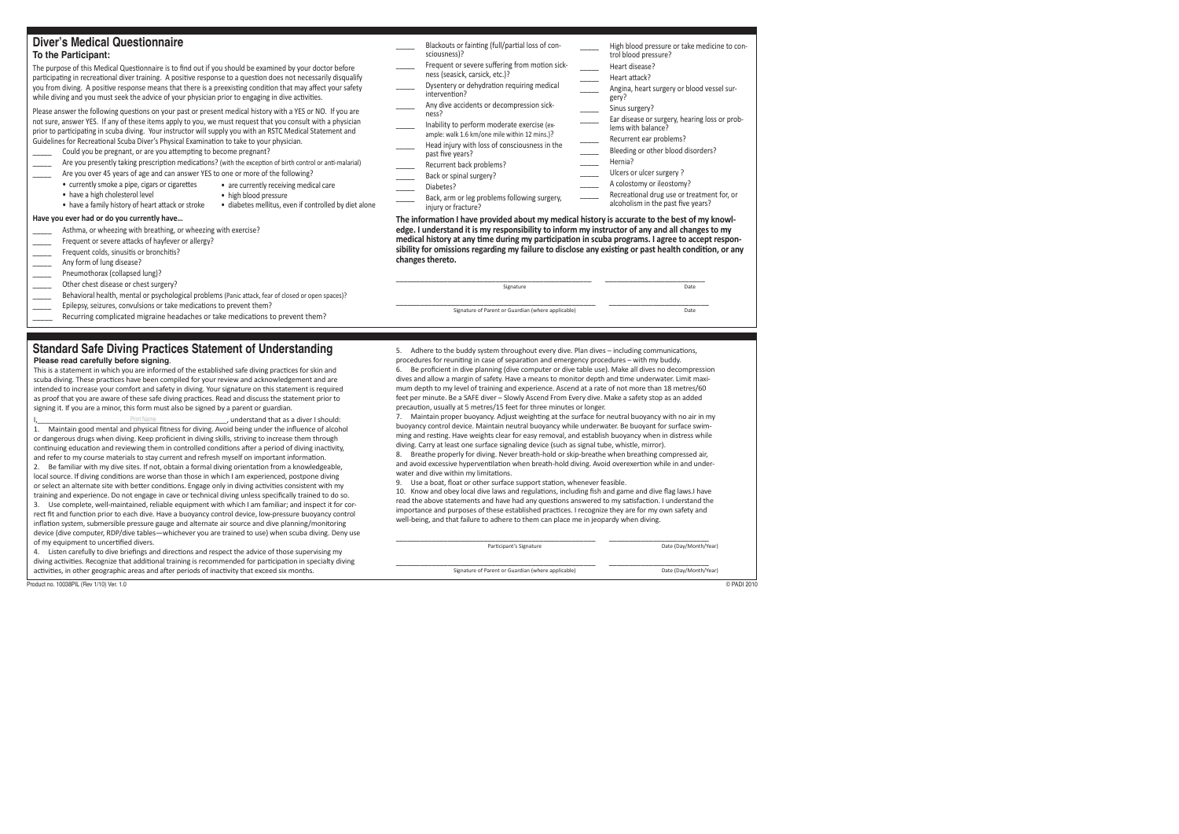# Diver's Medical Questionnaire

## To the Participant:

The purpose of this Medical Questionnaire is to find out if you should be examined by your doctor before participating in recreational diver training. A positive response to a question does not necessarily disqualify you from diving. A positive response means that there is a preexisting condition that may affect your safety while diving and you must seek the advice of your physician prior to engaging in dive activities.

Please answer the following questions on your past or present medical history with a YES or NO. If you are not sure, answer YES. If any of these items apply to you, we must request that you consult with a physician prior to participating in scuba diving. Your instructor will supply you with an RSTC Medical Statement and Guidelines for Recreational Scuba Diver's Physical Examination to take to your physician.

_____ Could you be pregnant, or are you attempting to become pregnant?

_____ Are you presently taking prescription medications? (with the exception of birth control or anti-malarial)

_____ Are you over 45 years of age and can answer YES to one or more of the following?

- currently smoke a pipe, cigars or cigarettes
- have a high cholesterol level
- have a family history of heart attack or stroke
- are currently receiving medical care
- high blood pressure
- diabetes mellitus, even if controlled by diet alone

**Have you ever had or do you currently have…**

_____ Asthma, or wheezing with breathing, or wheezing with exercise?

_____ Frequent or severe attacks of hayfever or allergy?

_____ Frequent colds, sinusitis or bronchitis?

_____ Any form of lung disease?

_____ Pneumothorax (collapsed lung)?

_____ Other chest disease or chest surgery?

_____ Behavioral health, mental or psychological problems (Panic attack, fear of closed or open spaces)?

_____ Epilepsy, seizures, convulsions or take medications to prevent them?

_____ Recurring complicated migraine headaches or take medications to prevent them?

_____ Blackouts or fainting (full/partial loss of consciousness)?

_____ Frequent or severe suffering from motion sickness (seasick, carsick, etc.)?

_____ Dysentery or dehydration requiring medical intervention?

_____ Any dive accidents or decompression sickness?

_____ Inability to perform moderate exercise (example: walk 1.6 km/one mile within 12 mins.)?

_____ Head injury with loss of consciousness in the past five years?

_____ Recurrent back problems?

_____ Back or spinal surgery?

_____ Diabetes?

_____ Back, arm or leg problems following surgery, injury or fracture?

_____ High blood pressure or take medicine to control blood pressure?

_____ Heart disease?

_____ Heart attack?

_____ Angina, heart surgery or blood vessel surgery?

_____ Sinus surgery?

_____ Ear disease or surgery, hearing loss or problems with balance?

_____ Recurrent ear problems?

_____ Bleeding or other blood disorders?

_____ Hernia?

_____ Ulcers or ulcer surgery ?

_____ A colostomy or ileostomy?

_____ Recreational drug use or treatment for, or alcoholism in the past five years?

**The information I have provided about my medical history is accurate to the best of my knowledge. I understand it is my responsibility to inform my instructor of any and all changes to my medical history at any time during my participation in scuba programs. I agree to accept responsibility for omissions regarding my failure to disclose any existing or past health condition, or any changes thereto.**

_______________________________ Signature _______________ Date

_______________________________ Signature of Parent or Guardian (where applicable) _______________ Date

# Standard Safe Diving Practices Statement of Understanding

**Please read carefully before signing.**

This is a statement in which you are informed of the established safe diving practices for skin and scuba diving. These practices have been compiled for your review and acknowledgement and are intended to increase your comfort and safety in diving. Your signature on this statement is required as proof that you are aware of these safe diving practices. Read and discuss the statement prior to signing it. If you are a minor, this form must also be signed by a parent or guardian.

I, _______________ Print Name _______________, understand that as a diver I should:

1. Maintain good mental and physical fitness for diving. Avoid being under the influence of alcohol or dangerous drugs when diving. Keep proficient in diving skills, striving to increase them through continuing education and reviewing them in controlled conditions after a period of diving inactivity, and refer to my course materials to stay current and refresh myself on important information.
2. Be familiar with my dive sites. If not, obtain a formal diving orientation from a knowledgeable, local source. If diving conditions are worse than those in which I am experienced, postpone diving or select an alternate site with better conditions. Engage only in diving activities consistent with my training and experience. Do not engage in cave or technical diving unless specifically trained to do so.
3. Use complete, well-maintained, reliable equipment with which I am familiar; and inspect it for correct fit and function prior to each dive. Have a buoyancy control device, low-pressure buoyancy control inflation system, submersible pressure gauge and alternate air source and dive planning/monitoring device (dive computer, RDP/dive tables—whichever you are trained to use) when scuba diving. Deny use of my equipment to uncertified divers.
4. Listen carefully to dive briefings and directions and respect the advice of those supervising my diving activities. Recognize that additional training is recommended for participation in specialty diving activities, in other geographic areas and after periods of inactivity that exceed six months.
5. Adhere to the buddy system throughout every dive. Plan dives – including communications, procedures for reuniting in case of separation and emergency procedures – with my buddy.
6. Be proficient in dive planning (dive computer or dive table use). Make all dives no decompression dives and allow a margin of safety. Have a means to monitor depth and time underwater. Limit maximum depth to my level of training and experience. Ascend at a rate of not more than 18 metres/60 feet per minute. Be a SAFE diver – Slowly Ascend From Every dive. Make a safety stop as an added precaution, usually at 5 metres/15 feet for three minutes or longer.
7. Maintain proper buoyancy. Adjust weighting at the surface for neutral buoyancy with no air in my buoyancy control device. Maintain neutral buoyancy while underwater. Be buoyant for surface swimming and resting. Have weights clear for easy removal, and establish buoyancy when in distress while diving. Carry at least one surface signaling device (such as signal tube, whistle, mirror).
8. Breathe properly for diving. Never breath-hold or skip-breathe when breathing compressed air, and avoid excessive hyperventilation when breath-hold diving. Avoid overexertion while in and underwater and dive within my limitations.
9. Use a boat, float or other surface support station, whenever feasible.
10. Know and obey local dive laws and regulations, including fish and game and dive flag laws.I have read the above statements and have had any questions answered to my satisfaction. I understand the importance and purposes of these established practices. I recognize they are for my own safety and well-being, and that failure to adhere to them can place me in jeopardy when diving.

_______________________________ Participant's Signature _______________ Date (Day/Month/Year)

_______________________________ Signature of Parent or Guardian (where applicable) _______________ Date (Day/Month/Year)

Product no. 10038PIL (Rev 1/10) Ver. 1.0

© PADI 2010